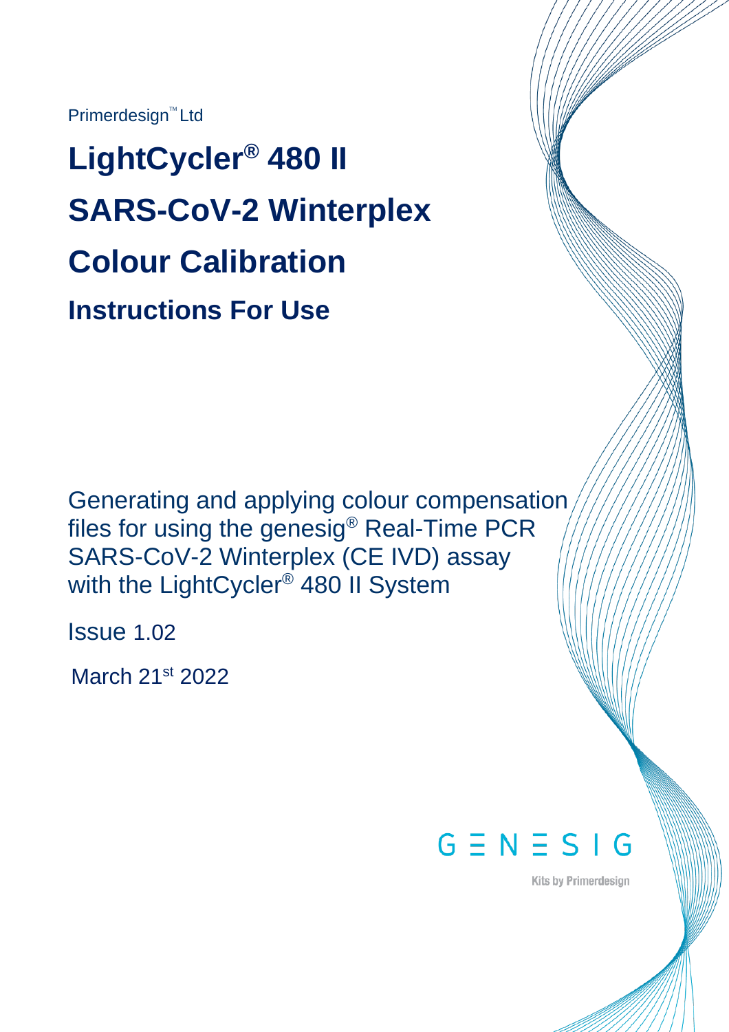Primerdesign™ Ltd

# LightCycler® 480 II

# SARS-CoV-2 Winterplex

# Colour Calibration

## Instructions For Use

Generating and applying colour compensation files for using the genesig® Real-Time PCR SARS-CoV-2 Winterplex (CE IVD) assay with the LightCycler® 480 II System

Issue 1.02

March 21st 2022

GENESIG

Kits by Primerdesign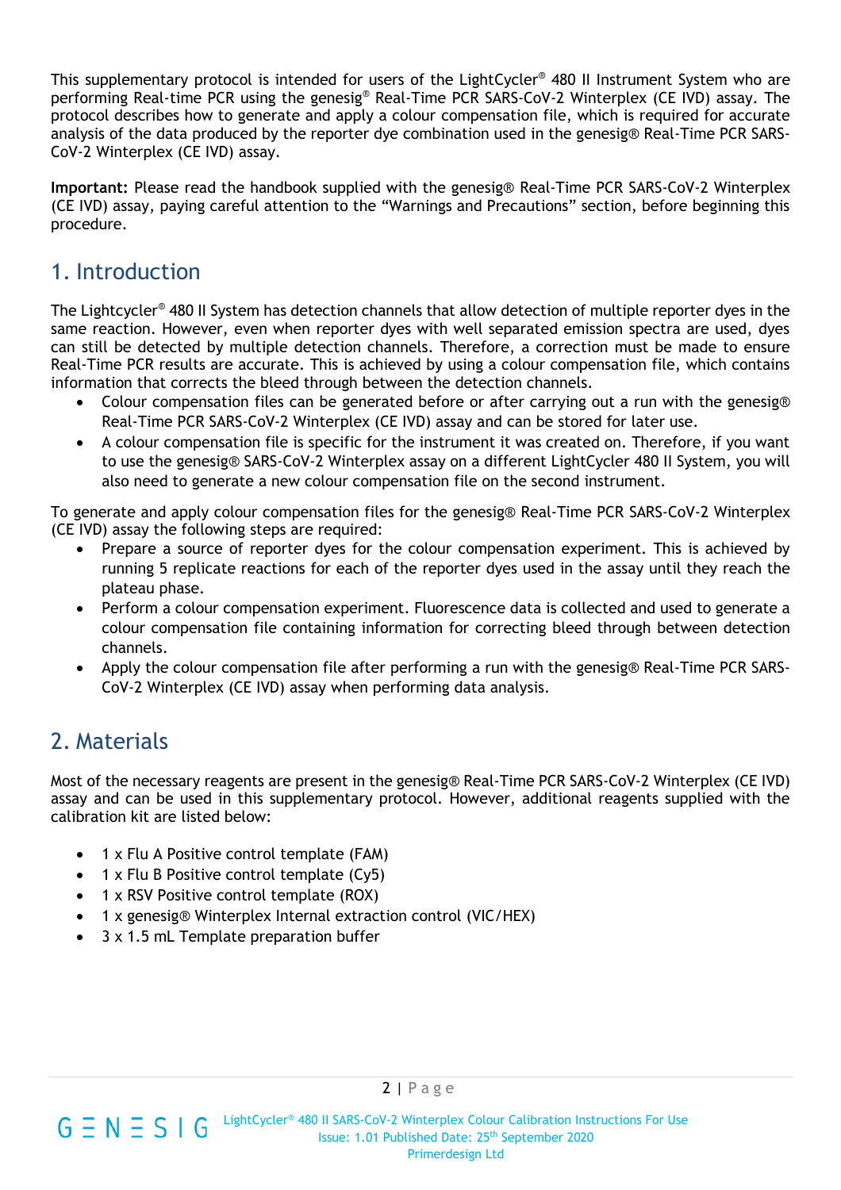This supplementary protocol is intended for users of the LightCycler® 480 II Instrument System who are performing Real-time PCR using the genesig® Real-Time PCR SARS-CoV-2 Winterplex (CE IVD) assay. The protocol describes how to generate and apply a colour compensation file, which is required for accurate analysis of the data produced by the reporter dye combination used in the genesig® Real-Time PCR SARS-CoV-2 Winterplex (CE IVD) assay.

**Important:** Please read the handbook supplied with the genesig® Real-Time PCR SARS-CoV-2 Winterplex (CE IVD) assay, paying careful attention to the "Warnings and Precautions" section, before beginning this procedure.

## 1. Introduction

The Lightcycler® 480 II System has detection channels that allow detection of multiple reporter dyes in the same reaction. However, even when reporter dyes with well separated emission spectra are used, dyes can still be detected by multiple detection channels. Therefore, a correction must be made to ensure Real-Time PCR results are accurate. This is achieved by using a colour compensation file, which contains information that corrects the bleed through between the detection channels.

- Colour compensation files can be generated before or after carrying out a run with the genesig® Real-Time PCR SARS-CoV-2 Winterplex (CE IVD) assay and can be stored for later use.
- A colour compensation file is specific for the instrument it was created on. Therefore, if you want to use the genesig® SARS-CoV-2 Winterplex assay on a different LightCycler 480 II System, you will also need to generate a new colour compensation file on the second instrument.

To generate and apply colour compensation files for the genesig® Real-Time PCR SARS-CoV-2 Winterplex (CE IVD) assay the following steps are required:

- Prepare a source of reporter dyes for the colour compensation experiment. This is achieved by running 5 replicate reactions for each of the reporter dyes used in the assay until they reach the plateau phase.
- Perform a colour compensation experiment. Fluorescence data is collected and used to generate a colour compensation file containing information for correcting bleed through between detection channels.
- Apply the colour compensation file after performing a run with the genesig® Real-Time PCR SARS-CoV-2 Winterplex (CE IVD) assay when performing data analysis.

## 2. Materials

Most of the necessary reagents are present in the genesig® Real-Time PCR SARS-CoV-2 Winterplex (CE IVD) assay and can be used in this supplementary protocol. However, additional reagents supplied with the calibration kit are listed below:

- 1 x Flu A Positive control template (FAM)
- 1 x Flu B Positive control template (Cy5)
- 1 x RSV Positive control template (ROX)
- 1 x genesig® Winterplex Internal extraction control (VIC/HEX)
- 3 x 1.5 mL Template preparation buffer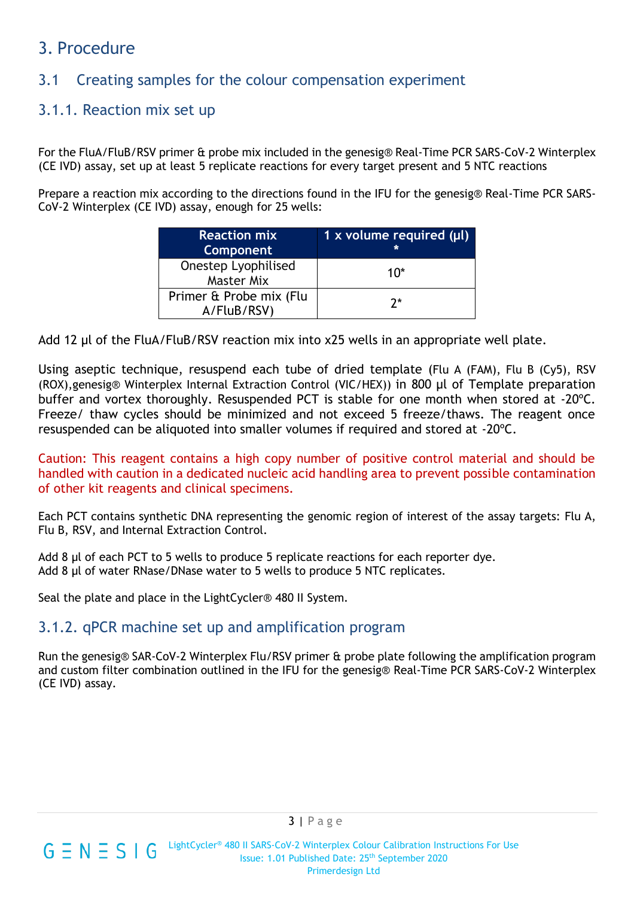# 3. Procedure

## 3.1 Creating samples for the colour compensation experiment

### 3.1.1. Reaction mix set up

For the FluA/FluB/RSV primer & probe mix included in the genesig® Real-Time PCR SARS-CoV-2 Winterplex (CE IVD) assay, set up at least 5 replicate reactions for every target present and 5 NTC reactions

Prepare a reaction mix according to the directions found in the IFU for the genesig® Real-Time PCR SARS-CoV-2 Winterplex (CE IVD) assay, enough for 25 wells:

| Reaction mix Component | 1 x volume required (µl) * |
|---|---|
| Onestep Lyophilised Master Mix | 10* |
| Primer & Probe mix (Flu A/FluB/RSV) | 2* |

Add 12 µl of the FluA/FluB/RSV reaction mix into x25 wells in an appropriate well plate.

Using aseptic technique, resuspend each tube of dried template (Flu A (FAM), Flu B (Cy5), RSV (ROX),genesig® Winterplex Internal Extraction Control (VIC/HEX)) in 800 µl of Template preparation buffer and vortex thoroughly. Resuspended PCT is stable for one month when stored at -20ºC. Freeze/ thaw cycles should be minimized and not exceed 5 freeze/thaws. The reagent once resuspended can be aliquoted into smaller volumes if required and stored at -20ºC.

Caution: This reagent contains a high copy number of positive control material and should be handled with caution in a dedicated nucleic acid handling area to prevent possible contamination of other kit reagents and clinical specimens.

Each PCT contains synthetic DNA representing the genomic region of interest of the assay targets: Flu A, Flu B, RSV, and Internal Extraction Control.

Add 8 µl of each PCT to 5 wells to produce 5 replicate reactions for each reporter dye.
Add 8 µl of water RNase/DNase water to 5 wells to produce 5 NTC replicates.

Seal the plate and place in the LightCycler® 480 II System.

### 3.1.2. qPCR machine set up and amplification program

Run the genesig® SAR-CoV-2 Winterplex Flu/RSV primer & probe plate following the amplification program and custom filter combination outlined in the IFU for the genesig® Real-Time PCR SARS-CoV-2 Winterplex (CE IVD) assay.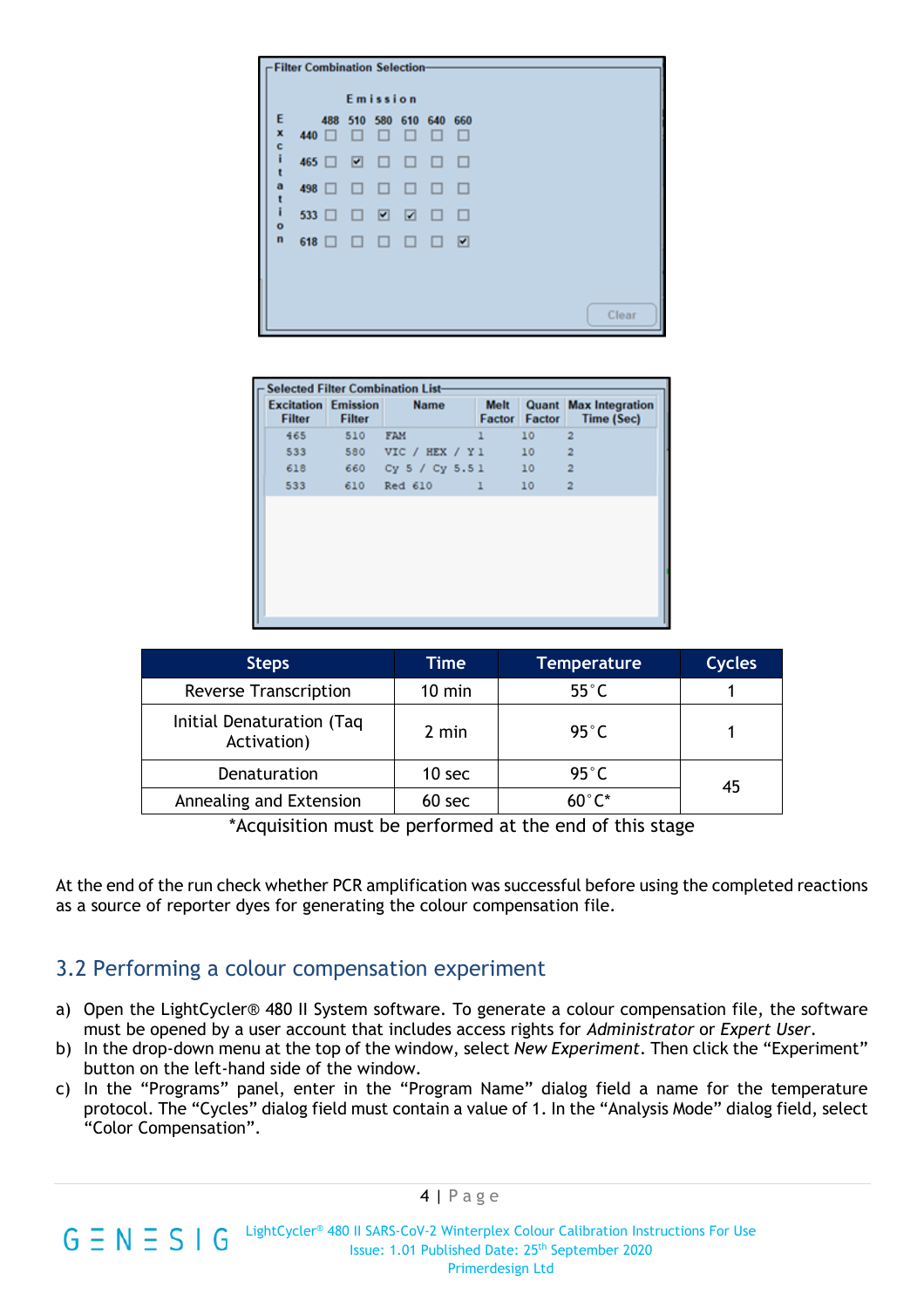| Steps | Time | Temperature | Cycles |
|---|---|---|---|
| Reverse Transcription | 10 min | 55˚C | 1 |
| Initial Denaturation (Taq Activation) | 2 min | 95˚C | 1 |
| Denaturation | 10 sec | 95˚C | 45 |
| Annealing and Extension | 60 sec | 60˚C* | |

*Acquisition must be performed at the end of this stage

At the end of the run check whether PCR amplification was successful before using the completed reactions as a source of reporter dyes for generating the colour compensation file.

## 3.2 Performing a colour compensation experiment

a) Open the LightCycler® 480 II System software. To generate a colour compensation file, the software must be opened by a user account that includes access rights for *Administrator* or *Expert User*.
b) In the drop-down menu at the top of the window, select *New Experiment*. Then click the "Experiment" button on the left-hand side of the window.
c) In the "Programs" panel, enter in the "Program Name" dialog field a name for the temperature protocol. The "Cycles" dialog field must contain a value of 1. In the "Analysis Mode" dialog field, select "Color Compensation".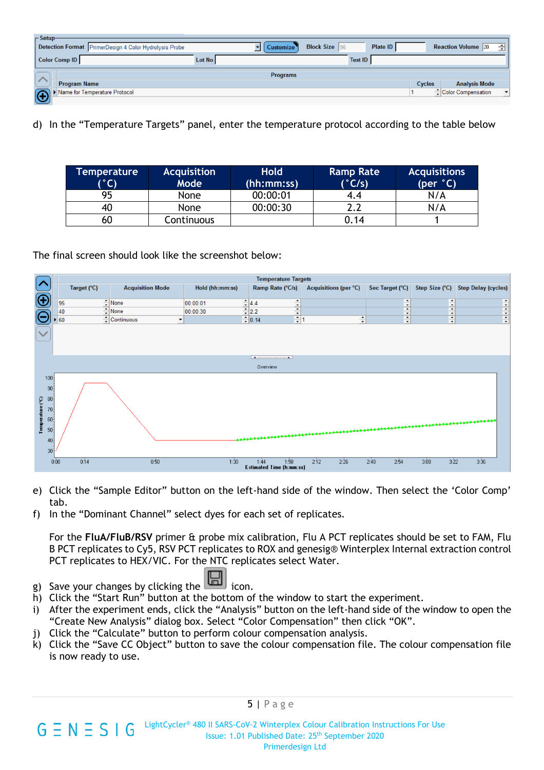d) In the "Temperature Targets" panel, enter the temperature protocol according to the table below

| Temperature (˚C) | Acquisition Mode | Hold (hh:mm:ss) | Ramp Rate (˚C/s) | Acquisitions (per ˚C) |
|---|---|---|---|---|
| 95 | None | 00:00:01 | 4.4 | N/A |
| 40 | None | 00:00:30 | 2.2 | N/A |
| 60 | Continuous | | 0.14 | 1 |

The final screen should look like the screenshot below:

e) Click the "Sample Editor" button on the left-hand side of the window. Then select the 'Color Comp' tab.

f) In the "Dominant Channel" select dyes for each set of replicates.

For the **FluA/FluB/RSV** primer & probe mix calibration, Flu A PCT replicates should be set to FAM, Flu B PCT replicates to Cy5, RSV PCT replicates to ROX and genesig® Winterplex Internal extraction control PCT replicates to HEX/VIC. For the NTC replicates select Water.

g) Save your changes by clicking the icon.

h) Click the "Start Run" button at the bottom of the window to start the experiment.

i) After the experiment ends, click the "Analysis" button on the left-hand side of the window to open the "Create New Analysis" dialog box. Select "Color Compensation" then click "OK".

j) Click the "Calculate" button to perform colour compensation analysis.

k) Click the "Save CC Object" button to save the colour compensation file. The colour compensation file is now ready to use.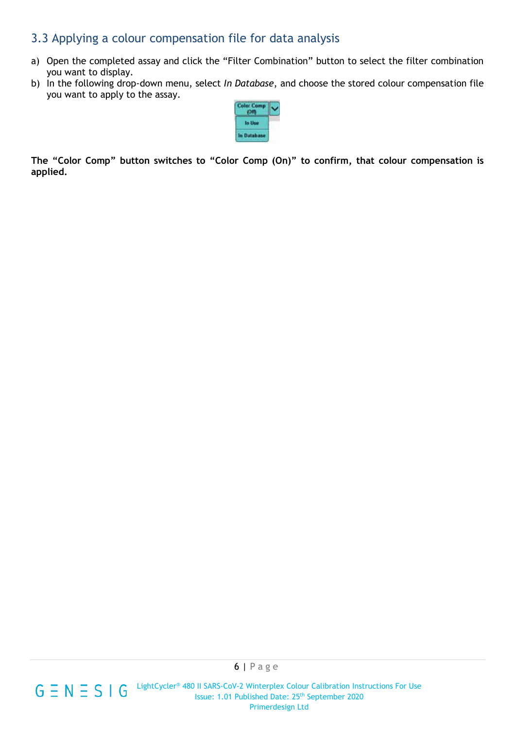## 3.3 Applying a colour compensation file for data analysis

a) Open the completed assay and click the "Filter Combination" button to select the filter combination you want to display.
b) In the following drop-down menu, select *In Database*, and choose the stored colour compensation file you want to apply to the assay.

**The "Color Comp" button switches to "Color Comp (On)" to confirm, that colour compensation is applied.**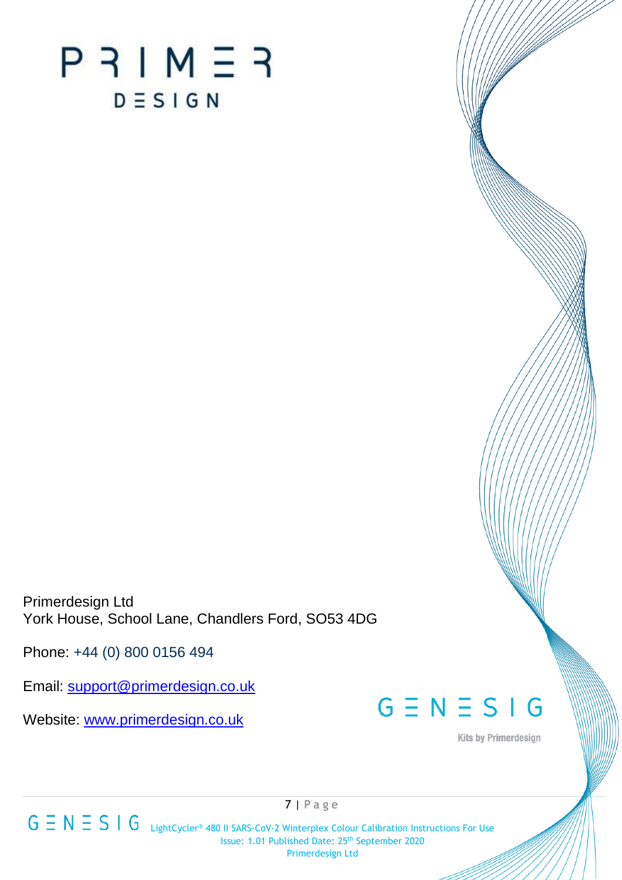Primerdesign Ltd
York House, School Lane, Chandlers Ford, SO53 4DG

Phone: +44 (0) 800 0156 494

Email: support@primerdesign.co.uk

Website: www.primerdesign.co.uk